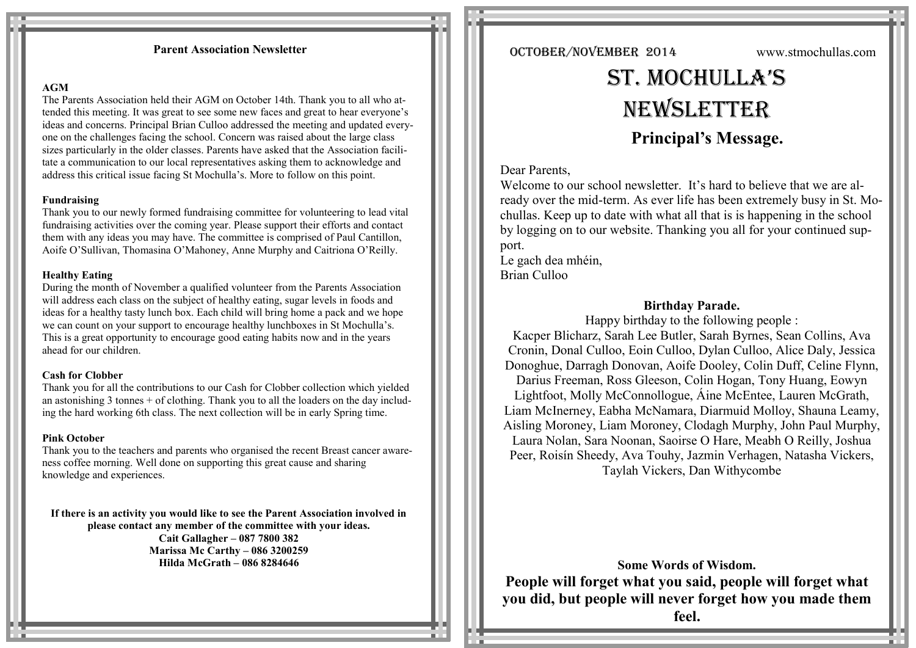## Parent Association Newsletter

**AGM**

The Parents Association held their AGM on October 14th. Thank you to all who attended this meeting. It was great to see some new faces and great to hear everyone's ideas and concerns. Principal Brian Culloo addressed the meeting and updated everyone on the challenges facing the school. Concern was raised about the large class sizes particularly in the older classes. Parents have asked that the Association facilitate a communication to our local representatives asking them to acknowledge and address this critical issue facing St Mochulla's. More to follow on this point.

**Fundraising**

Thank you to our newly formed fundraising committee for volunteering to lead vital fundraising activities over the coming year. Please support their efforts and contact them with any ideas you may have. The committee is comprised of Paul Cantillon, Aoife O'Sullivan, Thomasina O'Mahoney, Anne Murphy and Caitriona O'Reilly.

**Healthy Eating**

During the month of November a qualified volunteer from the Parents Association will address each class on the subject of healthy eating, sugar levels in foods and ideas for a healthy tasty lunch box. Each child will bring home a pack and we hope we can count on your support to encourage healthy lunchboxes in St Mochulla's. This is a great opportunity to encourage good eating habits now and in the years ahead for our children.

**Cash for Clobber**

Thank you for all the contributions to our Cash for Clobber collection which yielded an astonishing 3 tonnes + of clothing. Thank you to all the loaders on the day including the hard working 6th class. The next collection will be in early Spring time.

**Pink October**

Thank you to the teachers and parents who organised the recent Breast cancer awareness coffee morning. Well done on supporting this great cause and sharing knowledge and experiences.

**If there is an activity you would like to see the Parent Association involved in please contact any member of the committee with your ideas.**
**Cait Gallagher – 087 7800 382**
**Marissa Mc Carthy – 086 3200259**
**Hilda McGrath – 086 8284646**

OCTOBER/NOVEMBER 2014 www.stmochullas.com

# ST. MOCHULLA'S NEWSLETTER

## Principal's Message.

Dear Parents,

Welcome to our school newsletter. It's hard to believe that we are already over the mid-term. As ever life has been extremely busy in St. Mochullas. Keep up to date with what all that is is happening in the school by logging on to our website. Thanking you all for your continued support.

Le gach dea mhéin,
Brian Culloo

**Birthday Parade.**

Happy birthday to the following people :

Kacper Blicharz, Sarah Lee Butler, Sarah Byrnes, Sean Collins, Ava Cronin, Donal Culloo, Eoin Culloo, Dylan Culloo, Alice Daly, Jessica Donoghue, Darragh Donovan, Aoife Dooley, Colin Duff, Celine Flynn, Darius Freeman, Ross Gleeson, Colin Hogan, Tony Huang, Eowyn Lightfoot, Molly McConnollogue, Áine McEntee, Lauren McGrath, Liam McInerney, Eabha McNamara, Diarmuid Molloy, Shauna Leamy, Aisling Moroney, Liam Moroney, Clodagh Murphy, John Paul Murphy, Laura Nolan, Sara Noonan, Saoirse O Hare, Meabh O Reilly, Joshua Peer, Roisín Sheedy, Ava Touhy, Jazmin Verhagen, Natasha Vickers, Taylah Vickers, Dan Withycombe

**Some Words of Wisdom.**

**People will forget what you said, people will forget what you did, but people will never forget how you made them feel.**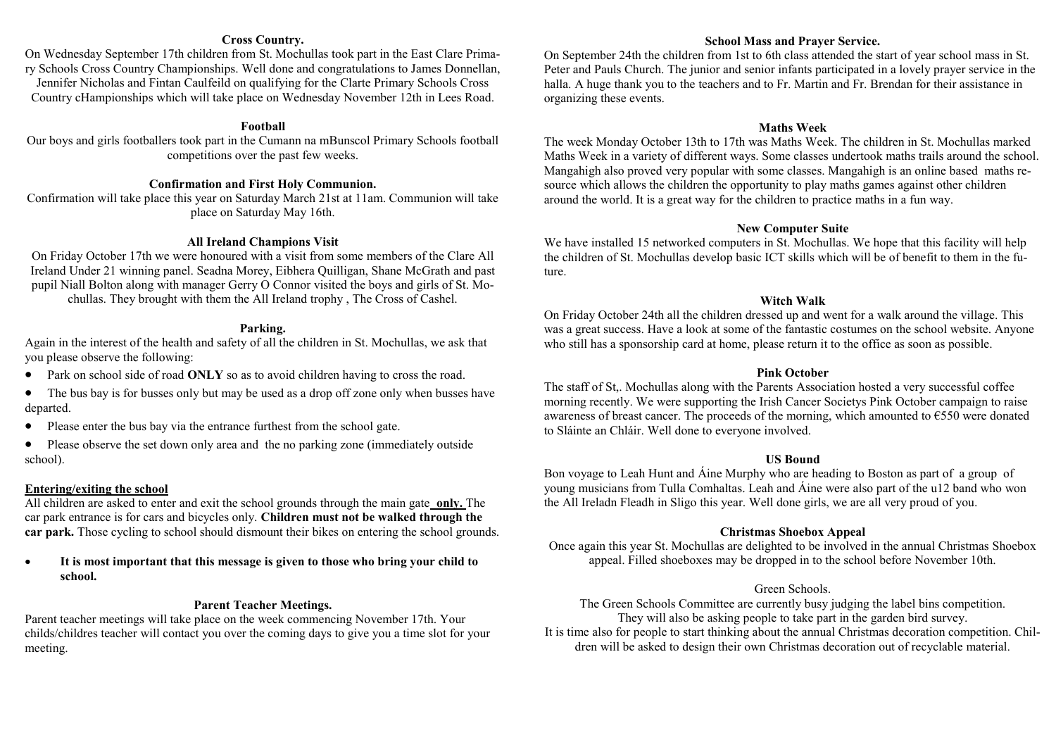### Cross Country.

On Wednesday September 17th children from St. Mochullas took part in the East Clare Primary Schools Cross Country Championships. Well done and congratulations to James Donnellan, Jennifer Nicholas and Fintan Caulfeild on qualifying for the Clarte Primary Schools Cross Country cHampionships which will take place on Wednesday November 12th in Lees Road.

### Football

Our boys and girls footballers took part in the Cumann na mBunscol Primary Schools football competitions over the past few weeks.

### Confirmation and First Holy Communion.

Confirmation will take place this year on Saturday March 21st at 11am. Communion will take place on Saturday May 16th.

### All Ireland Champions Visit

On Friday October 17th we were honoured with a visit from some members of the Clare All Ireland Under 21 winning panel. Seadna Morey, Eibhera Quilligan, Shane McGrath and past pupil Niall Bolton along with manager Gerry O Connor visited the boys and girls of St. Mochullas. They brought with them the All Ireland trophy , The Cross of Cashel.

### Parking.

Again in the interest of the health and safety of all the children in St. Mochullas, we ask that you please observe the following:

- Park on school side of road **ONLY** so as to avoid children having to cross the road.
- The bus bay is for busses only but may be used as a drop off zone only when busses have departed.
- Please enter the bus bay via the entrance furthest from the school gate.
- Please observe the set down only area and the no parking zone (immediately outside school).

### Entering/exiting the school

All children are asked to enter and exit the school grounds through the main gate **only.** The car park entrance is for cars and bicycles only. **Children must not be walked through the car park.** Those cycling to school should dismount their bikes on entering the school grounds.

- **It is most important that this message is given to those who bring your child to school.**

### Parent Teacher Meetings.

Parent teacher meetings will take place on the week commencing November 17th. Your childs/childres teacher will contact you over the coming days to give you a time slot for your meeting.

### School Mass and Prayer Service.

On September 24th the children from 1st to 6th class attended the start of year school mass in St. Peter and Pauls Church. The junior and senior infants participated in a lovely prayer service in the halla. A huge thank you to the teachers and to Fr. Martin and Fr. Brendan for their assistance in organizing these events.

### Maths Week

The week Monday October 13th to 17th was Maths Week. The children in St. Mochullas marked Maths Week in a variety of different ways. Some classes undertook maths trails around the school. Mangahigh also proved very popular with some classes. Mangahigh is an online based maths resource which allows the children the opportunity to play maths games against other children around the world. It is a great way for the children to practice maths in a fun way.

### New Computer Suite

We have installed 15 networked computers in St. Mochullas. We hope that this facility will help the children of St. Mochullas develop basic ICT skills which will be of benefit to them in the future.

### Witch Walk

On Friday October 24th all the children dressed up and went for a walk around the village. This was a great success. Have a look at some of the fantastic costumes on the school website. Anyone who still has a sponsorship card at home, please return it to the office as soon as possible.

### Pink October

The staff of St,. Mochullas along with the Parents Association hosted a very successful coffee morning recently. We were supporting the Irish Cancer Societys Pink October campaign to raise awareness of breast cancer. The proceeds of the morning, which amounted to €550 were donated to Sláinte an Chláir. Well done to everyone involved.

### US Bound

Bon voyage to Leah Hunt and Áine Murphy who are heading to Boston as part of a group of young musicians from Tulla Comhaltas. Leah and Áine were also part of the u12 band who won the All Ireladn Fleadh in Sligo this year. Well done girls, we are all very proud of you.

### Christmas Shoebox Appeal

Once again this year St. Mochullas are delighted to be involved in the annual Christmas Shoebox appeal. Filled shoeboxes may be dropped in to the school before November 10th.

Green Schools.

The Green Schools Committee are currently busy judging the label bins competition. They will also be asking people to take part in the garden bird survey.

It is time also for people to start thinking about the annual Christmas decoration competition. Children will be asked to design their own Christmas decoration out of recyclable material.